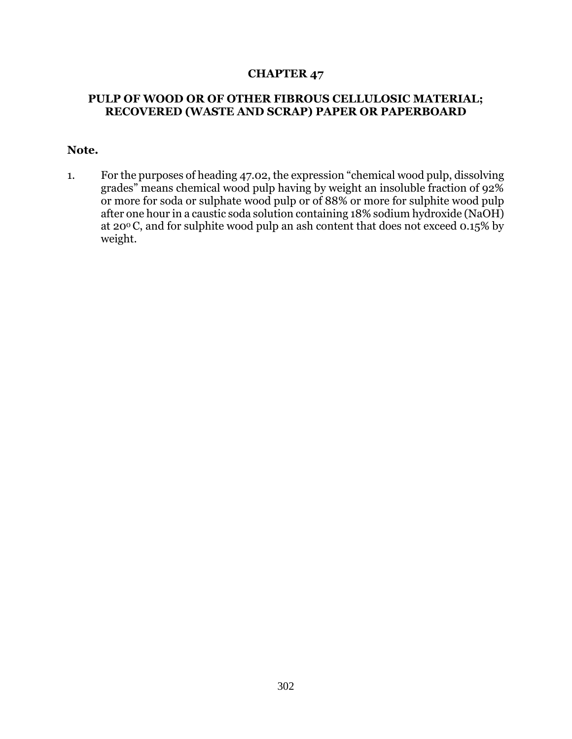# CHAPTER 47

## PULP OF WOOD OR OF OTHER FIBROUS CELLULOSIC MATERIAL; RECOVERED (WASTE AND SCRAP) PAPER OR PAPERBOARD

**Note.**

1. For the purposes of heading 47.02, the expression “chemical wood pulp, dissolving grades” means chemical wood pulp having by weight an insoluble fraction of 92% or more for soda or sulphate wood pulp or of 88% or more for sulphite wood pulp after one hour in a caustic soda solution containing 18% sodium hydroxide (NaOH) at $20^{o}$ C, and for sulphite wood pulp an ash content that does not exceed 0.15% by weight.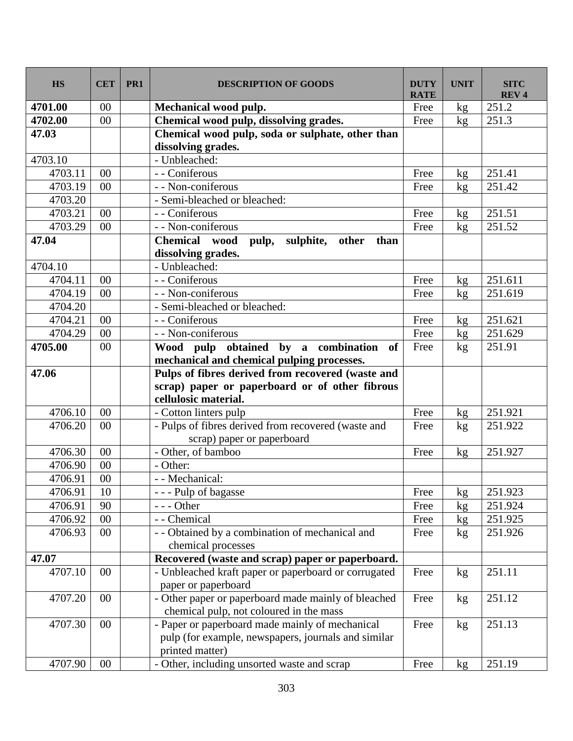| HS | CET | PR1 | DESCRIPTION OF GOODS | DUTY RATE | UNIT | SITC REV 4 |
|---|---|---|---|---|---|---|
| **4701.00** | 00 | | **Mechanical wood pulp.** | Free | kg | 251.2 |
| **4702.00** | 00 | | **Chemical wood pulp, dissolving grades.** | Free | kg | 251.3 |
| **47.03** | | | **Chemical wood pulp, soda or sulphate, other than dissolving grades.** | | | |
| 4703.10 | | | - Unbleached: | | | |
| 4703.11 | 00 | | - - Coniferous | Free | kg | 251.41 |
| 4703.19 | 00 | | - - Non-coniferous | Free | kg | 251.42 |
| 4703.20 | | | - Semi-bleached or bleached: | | | |
| 4703.21 | 00 | | - - Coniferous | Free | kg | 251.51 |
| 4703.29 | 00 | | - - Non-coniferous | Free | kg | 251.52 |
| **47.04** | | | **Chemical wood pulp, sulphite, other than dissolving grades.** | | | |
| 4704.10 | | | - Unbleached: | | | |
| 4704.11 | 00 | | - - Coniferous | Free | kg | 251.611 |
| 4704.19 | 00 | | - - Non-coniferous | Free | kg | 251.619 |
| 4704.20 | | | - Semi-bleached or bleached: | | | |
| 4704.21 | 00 | | - - Coniferous | Free | kg | 251.621 |
| 4704.29 | 00 | | - - Non-coniferous | Free | kg | 251.629 |
| **4705.00** | 00 | | **Wood pulp obtained by a combination of mechanical and chemical pulping processes.** | Free | kg | 251.91 |
| **47.06** | | | **Pulps of fibres derived from recovered (waste and scrap) paper or paperboard or of other fibrous cellulosic material.** | | | |
| 4706.10 | 00 | | - Cotton linters pulp | Free | kg | 251.921 |
| 4706.20 | 00 | | - Pulps of fibres derived from recovered (waste and scrap) paper or paperboard | Free | kg | 251.922 |
| 4706.30 | 00 | | - Other, of bamboo | Free | kg | 251.927 |
| 4706.90 | 00 | | - Other: | | | |
| 4706.91 | 00 | | - - Mechanical: | | | |
| 4706.91 | 10 | | - - - Pulp of bagasse | Free | kg | 251.923 |
| 4706.91 | 90 | | - - - Other | Free | kg | 251.924 |
| 4706.92 | 00 | | - - Chemical | Free | kg | 251.925 |
| 4706.93 | 00 | | - - Obtained by a combination of mechanical and chemical processes | Free | kg | 251.926 |
| **47.07** | | | **Recovered (waste and scrap) paper or paperboard.** | | | |
| 4707.10 | 00 | | - Unbleached kraft paper or paperboard or corrugated paper or paperboard | Free | kg | 251.11 |
| 4707.20 | 00 | | - Other paper or paperboard made mainly of bleached chemical pulp, not coloured in the mass | Free | kg | 251.12 |
| 4707.30 | 00 | | - Paper or paperboard made mainly of mechanical pulp (for example, newspapers, journals and similar printed matter) | Free | kg | 251.13 |
| 4707.90 | 00 | | - Other, including unsorted waste and scrap | Free | kg | 251.19 |